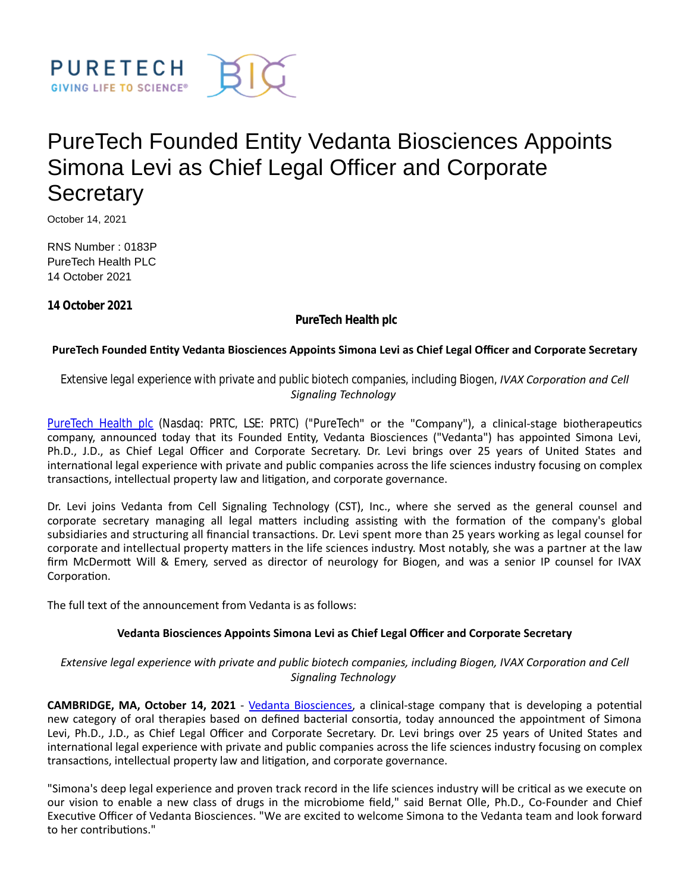# PureTech Founded Entity Vedanta Biosciences Appoints Simona Levi as Chief Legal Officer and Corporate Secretary

October 14, 2021

RNS Number : 0183P
PureTech Health PLC
14 October 2021

**14 October 2021**

**PureTech Health plc**

**PureTech Founded Entity Vedanta Biosciences Appoints Simona Levi as Chief Legal Officer and Corporate Secretary**

*Extensive legal experience with private and public biotech companies, including Biogen, IVAX Corporation and Cell Signaling Technology*

PureTech Health plc (Nasdaq: PRTC, LSE: PRTC) ("PureTech" or the "Company"), a clinical-stage biotherapeutics company, announced today that its Founded Entity, Vedanta Biosciences ("Vedanta") has appointed Simona Levi, Ph.D., J.D., as Chief Legal Officer and Corporate Secretary. Dr. Levi brings over 25 years of United States and international legal experience with private and public companies across the life sciences industry focusing on complex transactions, intellectual property law and litigation, and corporate governance.

Dr. Levi joins Vedanta from Cell Signaling Technology (CST), Inc., where she served as the general counsel and corporate secretary managing all legal matters including assisting with the formation of the company's global subsidiaries and structuring all financial transactions. Dr. Levi spent more than 25 years working as legal counsel for corporate and intellectual property matters in the life sciences industry. Most notably, she was a partner at the law firm McDermott Will & Emery, served as director of neurology for Biogen, and was a senior IP counsel for IVAX Corporation.

The full text of the announcement from Vedanta is as follows:

**Vedanta Biosciences Appoints Simona Levi as Chief Legal Officer and Corporate Secretary**

*Extensive legal experience with private and public biotech companies, including Biogen, IVAX Corporation and Cell Signaling Technology*

**CAMBRIDGE, MA, October 14, 2021** - Vedanta Biosciences, a clinical-stage company that is developing a potential new category of oral therapies based on defined bacterial consortia, today announced the appointment of Simona Levi, Ph.D., J.D., as Chief Legal Officer and Corporate Secretary. Dr. Levi brings over 25 years of United States and international legal experience with private and public companies across the life sciences industry focusing on complex transactions, intellectual property law and litigation, and corporate governance.

"Simona's deep legal experience and proven track record in the life sciences industry will be critical as we execute on our vision to enable a new class of drugs in the microbiome field," said Bernat Olle, Ph.D., Co-Founder and Chief Executive Officer of Vedanta Biosciences. "We are excited to welcome Simona to the Vedanta team and look forward to her contributions."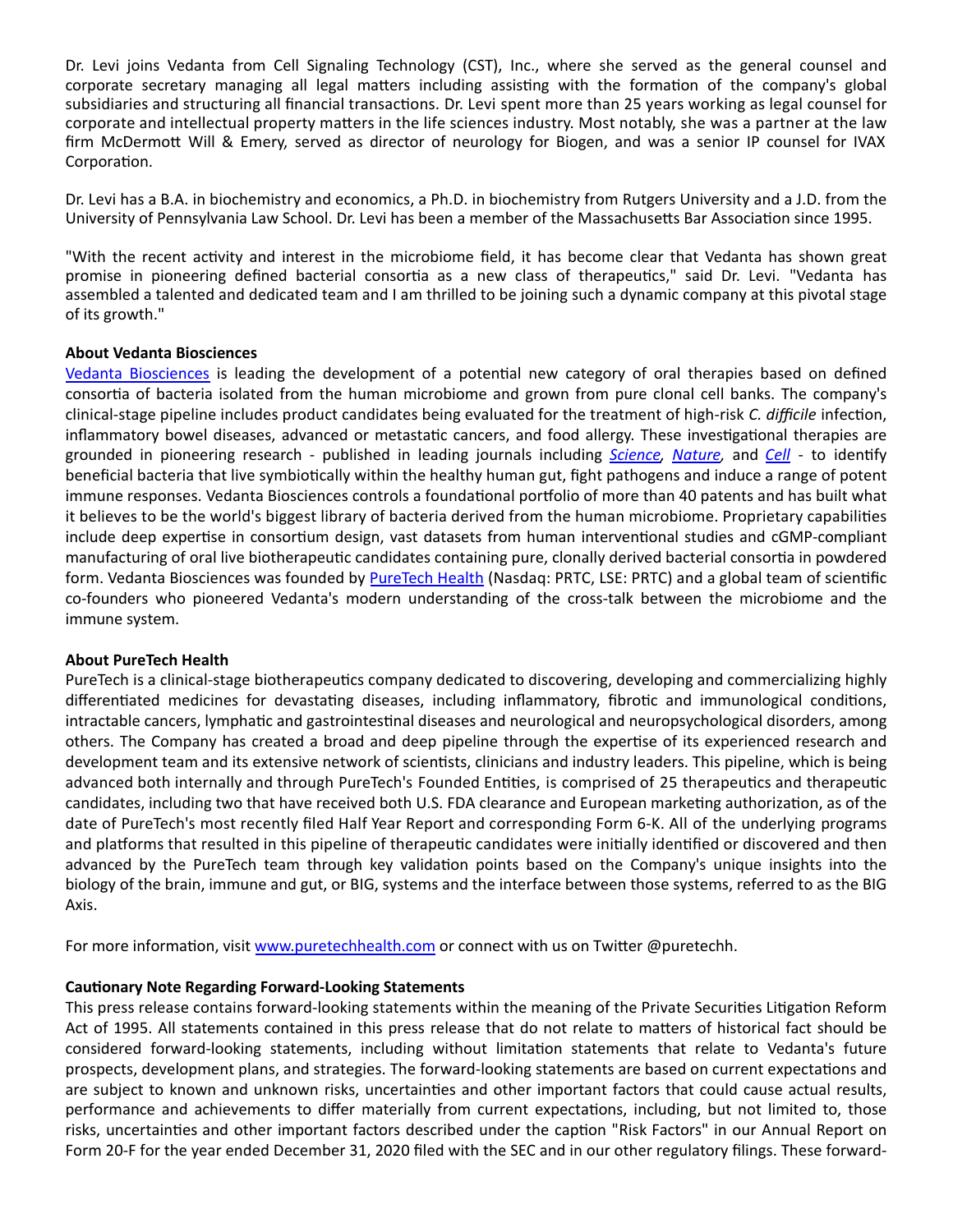Dr. Levi joins Vedanta from Cell Signaling Technology (CST), Inc., where she served as the general counsel and corporate secretary managing all legal matters including assisting with the formation of the company's global subsidiaries and structuring all financial transactions. Dr. Levi spent more than 25 years working as legal counsel for corporate and intellectual property matters in the life sciences industry. Most notably, she was a partner at the law firm McDermott Will & Emery, served as director of neurology for Biogen, and was a senior IP counsel for IVAX Corporation.

Dr. Levi has a B.A. in biochemistry and economics, a Ph.D. in biochemistry from Rutgers University and a J.D. from the University of Pennsylvania Law School. Dr. Levi has been a member of the Massachusetts Bar Association since 1995.

"With the recent activity and interest in the microbiome field, it has become clear that Vedanta has shown great promise in pioneering defined bacterial consortia as a new class of therapeutics," said Dr. Levi. "Vedanta has assembled a talented and dedicated team and I am thrilled to be joining such a dynamic company at this pivotal stage of its growth."

**About Vedanta Biosciences**

Vedanta Biosciences is leading the development of a potential new category of oral therapies based on defined consortia of bacteria isolated from the human microbiome and grown from pure clonal cell banks. The company's clinical-stage pipeline includes product candidates being evaluated for the treatment of high-risk *C. difficile* infection, inflammatory bowel diseases, advanced or metastatic cancers, and food allergy. These investigational therapies are grounded in pioneering research - published in leading journals including *Science*, *Nature*, and *Cell* - to identify beneficial bacteria that live symbiotically within the healthy human gut, fight pathogens and induce a range of potent immune responses. Vedanta Biosciences controls a foundational portfolio of more than 40 patents and has built what it believes to be the world's biggest library of bacteria derived from the human microbiome. Proprietary capabilities include deep expertise in consortium design, vast datasets from human interventional studies and cGMP-compliant manufacturing of oral live biotherapeutic candidates containing pure, clonally derived bacterial consortia in powdered form. Vedanta Biosciences was founded by PureTech Health (Nasdaq: PRTC, LSE: PRTC) and a global team of scientific co-founders who pioneered Vedanta's modern understanding of the cross-talk between the microbiome and the immune system.

**About PureTech Health**

PureTech is a clinical-stage biotherapeutics company dedicated to discovering, developing and commercializing highly differentiated medicines for devastating diseases, including inflammatory, fibrotic and immunological conditions, intractable cancers, lymphatic and gastrointestinal diseases and neurological and neuropsychological disorders, among others. The Company has created a broad and deep pipeline through the expertise of its experienced research and development team and its extensive network of scientists, clinicians and industry leaders. This pipeline, which is being advanced both internally and through PureTech's Founded Entities, is comprised of 25 therapeutics and therapeutic candidates, including two that have received both U.S. FDA clearance and European marketing authorization, as of the date of PureTech's most recently filed Half Year Report and corresponding Form 6-K. All of the underlying programs and platforms that resulted in this pipeline of therapeutic candidates were initially identified or discovered and then advanced by the PureTech team through key validation points based on the Company's unique insights into the biology of the brain, immune and gut, or BIG, systems and the interface between those systems, referred to as the BIG Axis.

For more information, visit www.puretechhealth.com or connect with us on Twitter @puretechh.

**Cautionary Note Regarding Forward-Looking Statements**

This press release contains forward-looking statements within the meaning of the Private Securities Litigation Reform Act of 1995. All statements contained in this press release that do not relate to matters of historical fact should be considered forward-looking statements, including without limitation statements that relate to Vedanta's future prospects, development plans, and strategies. The forward-looking statements are based on current expectations and are subject to known and unknown risks, uncertainties and other important factors that could cause actual results, performance and achievements to differ materially from current expectations, including, but not limited to, those risks, uncertainties and other important factors described under the caption "Risk Factors" in our Annual Report on Form 20-F for the year ended December 31, 2020 filed with the SEC and in our other regulatory filings. These forward-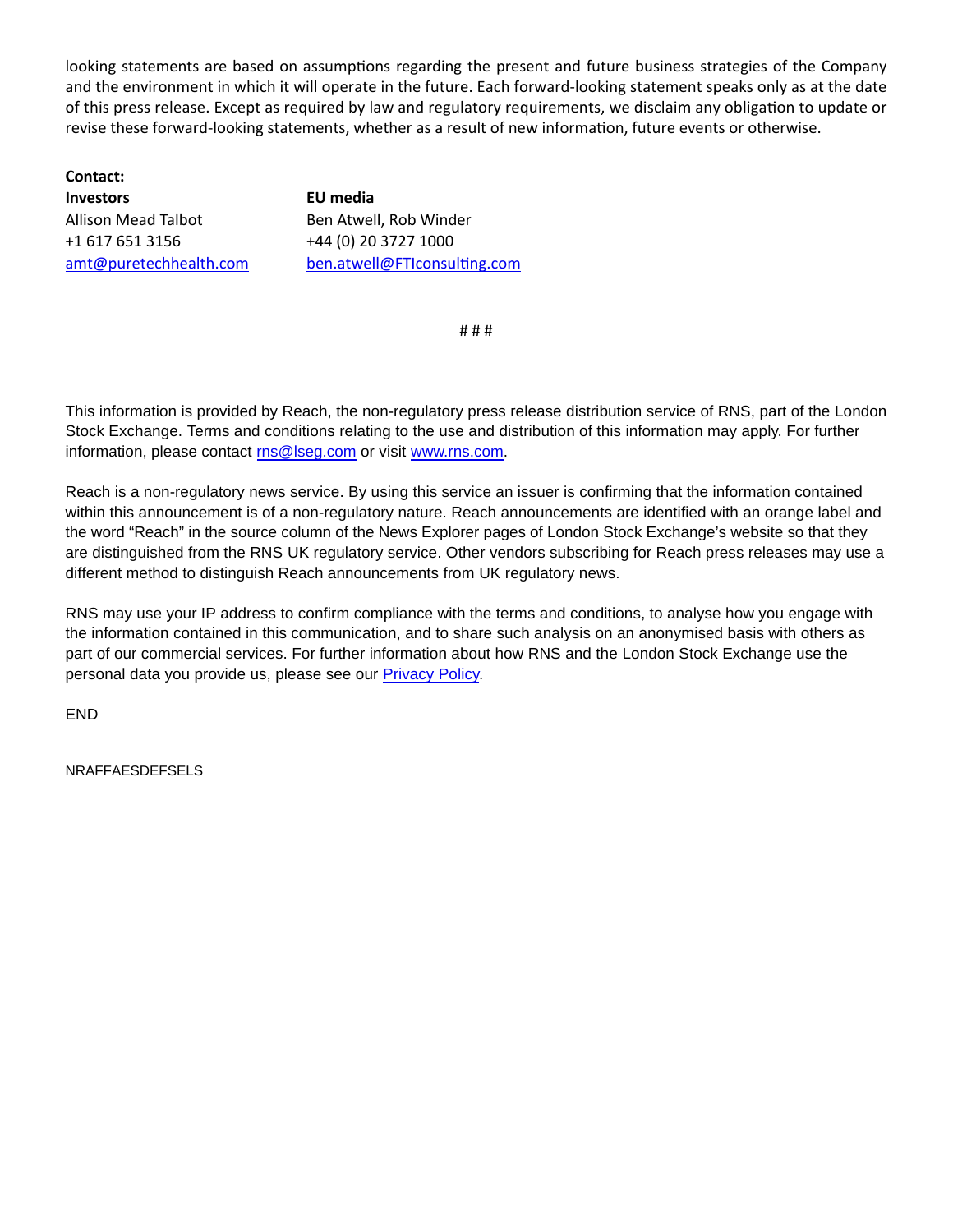looking statements are based on assumptions regarding the present and future business strategies of the Company and the environment in which it will operate in the future. Each forward-looking statement speaks only as at the date of this press release. Except as required by law and regulatory requirements, we disclaim any obligation to update or revise these forward-looking statements, whether as a result of new information, future events or otherwise.

**Contact:**

| **Investors** | **EU media** |
| --- | --- |
| Allison Mead Talbot | Ben Atwell, Rob Winder |
| +1 617 651 3156 | +44 (0) 20 3727 1000 |
| amt@puretechhealth.com | ben.atwell@FTIconsulting.com |

# # #

This information is provided by Reach, the non-regulatory press release distribution service of RNS, part of the London Stock Exchange. Terms and conditions relating to the use and distribution of this information may apply. For further information, please contact rns@lseg.com or visit www.rns.com.

Reach is a non-regulatory news service. By using this service an issuer is confirming that the information contained within this announcement is of a non-regulatory nature. Reach announcements are identified with an orange label and the word "Reach" in the source column of the News Explorer pages of London Stock Exchange's website so that they are distinguished from the RNS UK regulatory service. Other vendors subscribing for Reach press releases may use a different method to distinguish Reach announcements from UK regulatory news.

RNS may use your IP address to confirm compliance with the terms and conditions, to analyse how you engage with the information contained in this communication, and to share such analysis on an anonymised basis with others as part of our commercial services. For further information about how RNS and the London Stock Exchange use the personal data you provide us, please see our Privacy Policy.

END

NRAFFAESDEFSELS